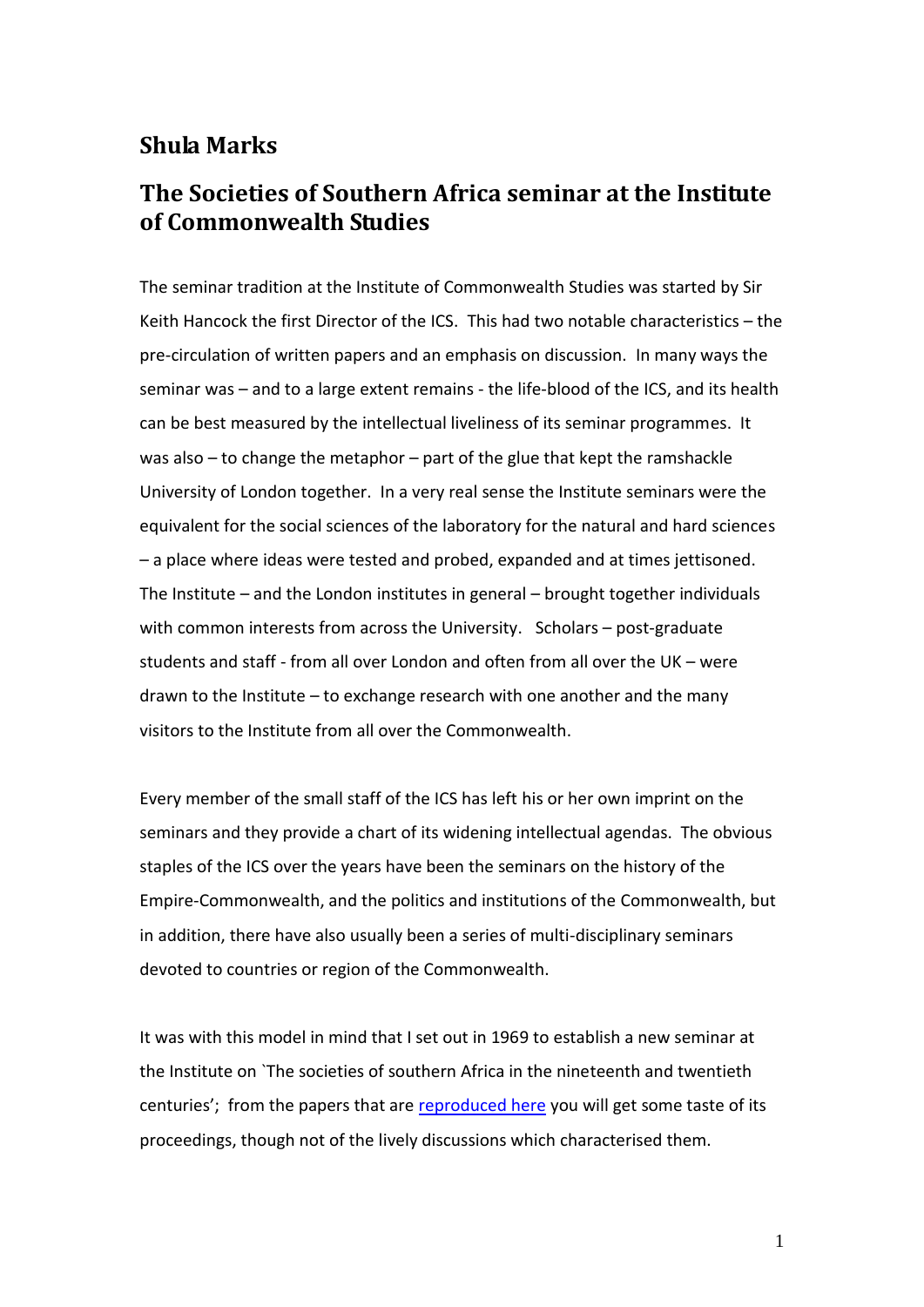## Shula Marks

# The Societies of Southern Africa seminar at the Institute of Commonwealth Studies

The seminar tradition at the Institute of Commonwealth Studies was started by Sir Keith Hancock the first Director of the ICS. This had two notable characteristics – the pre-circulation of written papers and an emphasis on discussion. In many ways the seminar was – and to a large extent remains - the life-blood of the ICS, and its health can be best measured by the intellectual liveliness of its seminar programmes. It was also – to change the metaphor – part of the glue that kept the ramshackle University of London together. In a very real sense the Institute seminars were the equivalent for the social sciences of the laboratory for the natural and hard sciences – a place where ideas were tested and probed, expanded and at times jettisoned. The Institute – and the London institutes in general – brought together individuals with common interests from across the University. Scholars – post-graduate students and staff - from all over London and often from all over the UK – were drawn to the Institute – to exchange research with one another and the many visitors to the Institute from all over the Commonwealth.

Every member of the small staff of the ICS has left his or her own imprint on the seminars and they provide a chart of its widening intellectual agendas. The obvious staples of the ICS over the years have been the seminars on the history of the Empire-Commonwealth, and the politics and institutions of the Commonwealth, but in addition, there have also usually been a series of multi-disciplinary seminars devoted to countries or region of the Commonwealth.

It was with this model in mind that I set out in 1969 to establish a new seminar at the Institute on `The societies of southern Africa in the nineteenth and twentieth centuries'; from the papers that are reproduced here you will get some taste of its proceedings, though not of the lively discussions which characterised them.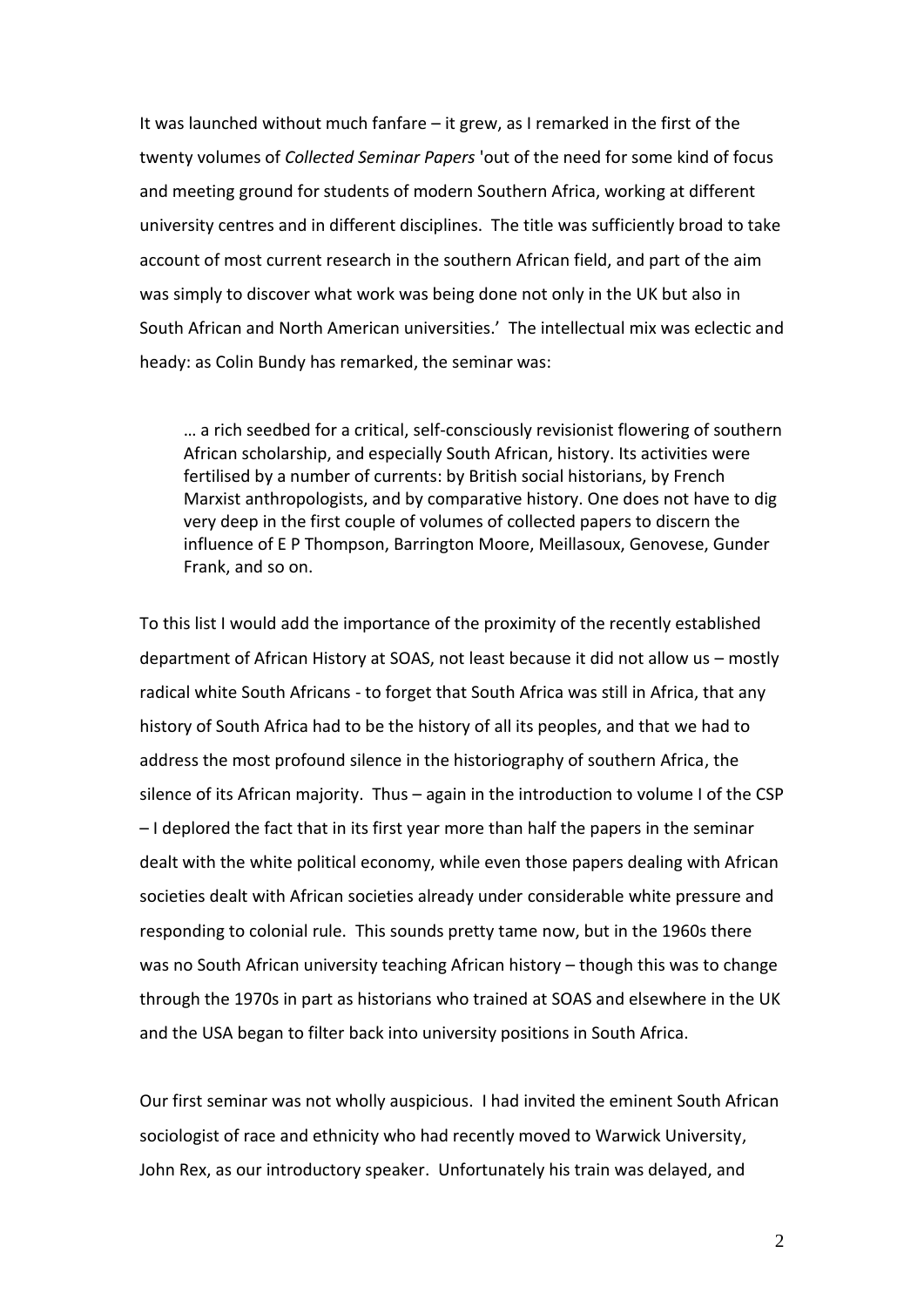It was launched without much fanfare – it grew, as I remarked in the first of the twenty volumes of *Collected Seminar Papers* 'out of the need for some kind of focus and meeting ground for students of modern Southern Africa, working at different university centres and in different disciplines. The title was sufficiently broad to take account of most current research in the southern African field, and part of the aim was simply to discover what work was being done not only in the UK but also in South African and North American universities.' The intellectual mix was eclectic and heady: as Colin Bundy has remarked, the seminar was:

> … a rich seedbed for a critical, self-consciously revisionist flowering of southern African scholarship, and especially South African, history. Its activities were fertilised by a number of currents: by British social historians, by French Marxist anthropologists, and by comparative history. One does not have to dig very deep in the first couple of volumes of collected papers to discern the influence of E P Thompson, Barrington Moore, Meillasoux, Genovese, Gunder Frank, and so on.

To this list I would add the importance of the proximity of the recently established department of African History at SOAS, not least because it did not allow us – mostly radical white South Africans - to forget that South Africa was still in Africa, that any history of South Africa had to be the history of all its peoples, and that we had to address the most profound silence in the historiography of southern Africa, the silence of its African majority. Thus – again in the introduction to volume I of the CSP – I deplored the fact that in its first year more than half the papers in the seminar dealt with the white political economy, while even those papers dealing with African societies dealt with African societies already under considerable white pressure and responding to colonial rule. This sounds pretty tame now, but in the 1960s there was no South African university teaching African history – though this was to change through the 1970s in part as historians who trained at SOAS and elsewhere in the UK and the USA began to filter back into university positions in South Africa.

Our first seminar was not wholly auspicious. I had invited the eminent South African sociologist of race and ethnicity who had recently moved to Warwick University, John Rex, as our introductory speaker. Unfortunately his train was delayed, and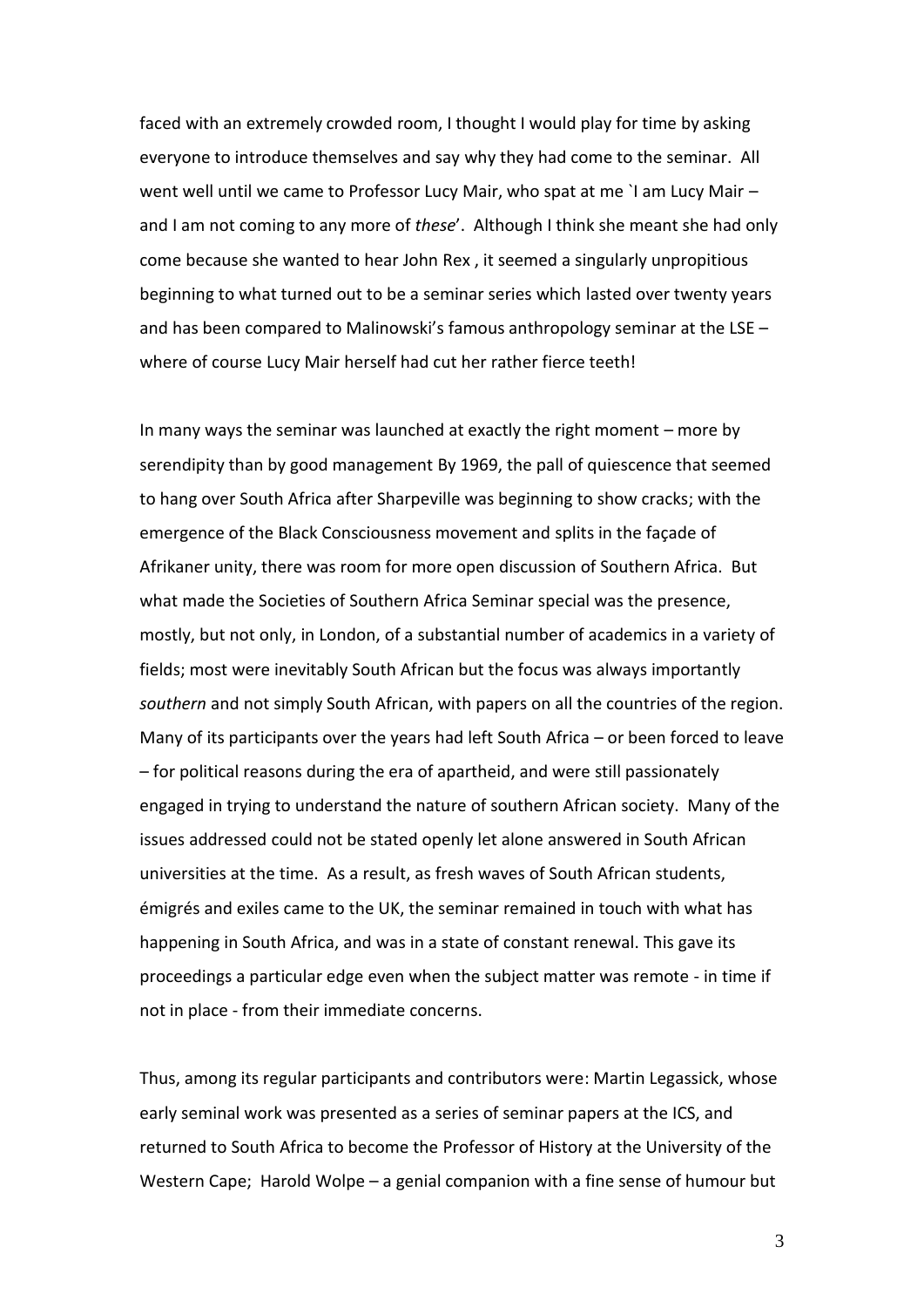faced with an extremely crowded room, I thought I would play for time by asking everyone to introduce themselves and say why they had come to the seminar. All went well until we came to Professor Lucy Mair, who spat at me `I am Lucy Mair – and I am not coming to any more of *these*'. Although I think she meant she had only come because she wanted to hear John Rex , it seemed a singularly unpropitious beginning to what turned out to be a seminar series which lasted over twenty years and has been compared to Malinowski's famous anthropology seminar at the LSE – where of course Lucy Mair herself had cut her rather fierce teeth!

In many ways the seminar was launched at exactly the right moment – more by serendipity than by good management By 1969, the pall of quiescence that seemed to hang over South Africa after Sharpeville was beginning to show cracks; with the emergence of the Black Consciousness movement and splits in the façade of Afrikaner unity, there was room for more open discussion of Southern Africa. But what made the Societies of Southern Africa Seminar special was the presence, mostly, but not only, in London, of a substantial number of academics in a variety of fields; most were inevitably South African but the focus was always importantly *southern* and not simply South African, with papers on all the countries of the region. Many of its participants over the years had left South Africa – or been forced to leave – for political reasons during the era of apartheid, and were still passionately engaged in trying to understand the nature of southern African society. Many of the issues addressed could not be stated openly let alone answered in South African universities at the time. As a result, as fresh waves of South African students, émigrés and exiles came to the UK, the seminar remained in touch with what has happening in South Africa, and was in a state of constant renewal. This gave its proceedings a particular edge even when the subject matter was remote - in time if not in place - from their immediate concerns.

Thus, among its regular participants and contributors were: Martin Legassick, whose early seminal work was presented as a series of seminar papers at the ICS, and returned to South Africa to become the Professor of History at the University of the Western Cape; Harold Wolpe – a genial companion with a fine sense of humour but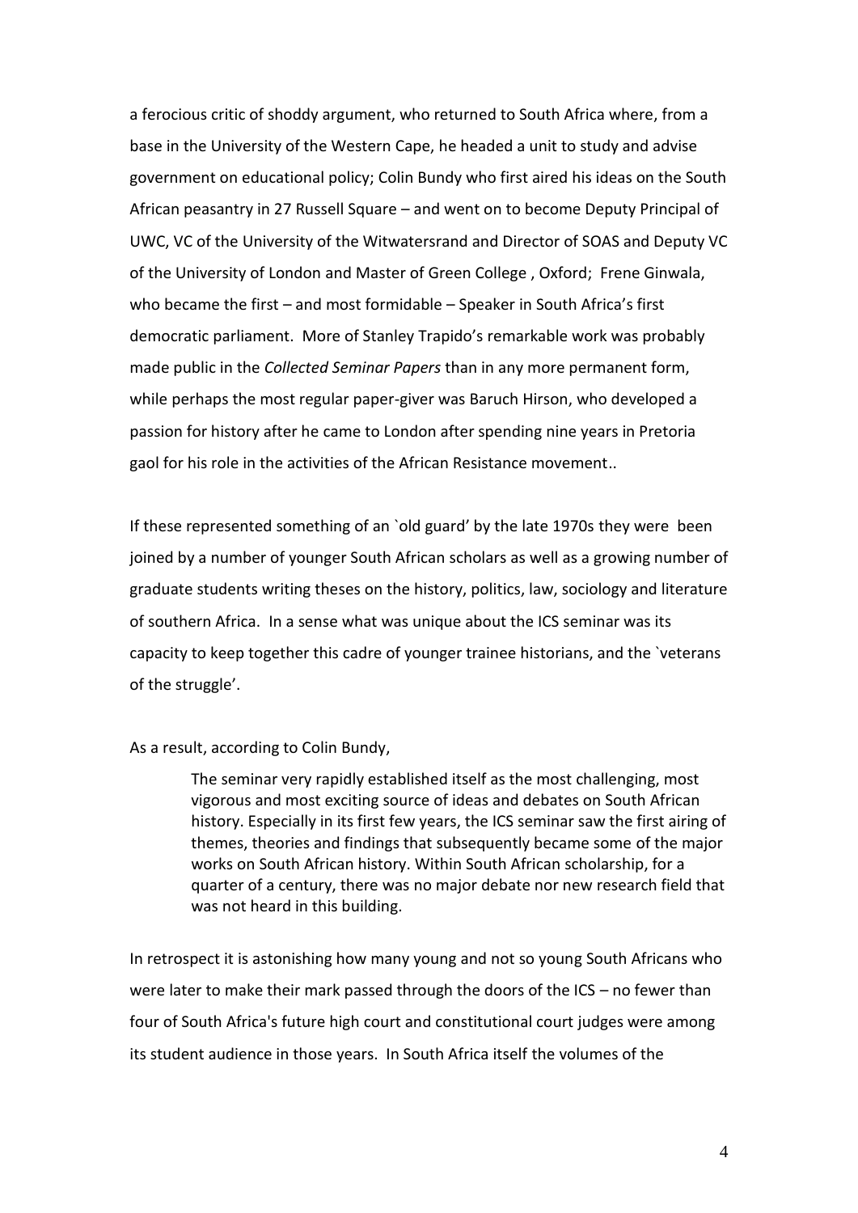a ferocious critic of shoddy argument, who returned to South Africa where, from a base in the University of the Western Cape, he headed a unit to study and advise government on educational policy; Colin Bundy who first aired his ideas on the South African peasantry in 27 Russell Square – and went on to become Deputy Principal of UWC, VC of the University of the Witwatersrand and Director of SOAS and Deputy VC of the University of London and Master of Green College , Oxford; Frene Ginwala, who became the first – and most formidable – Speaker in South Africa's first democratic parliament. More of Stanley Trapido's remarkable work was probably made public in the *Collected Seminar Papers* than in any more permanent form, while perhaps the most regular paper-giver was Baruch Hirson, who developed a passion for history after he came to London after spending nine years in Pretoria gaol for his role in the activities of the African Resistance movement..

If these represented something of an `old guard' by the late 1970s they were been joined by a number of younger South African scholars as well as a growing number of graduate students writing theses on the history, politics, law, sociology and literature of southern Africa. In a sense what was unique about the ICS seminar was its capacity to keep together this cadre of younger trainee historians, and the `veterans of the struggle'.

As a result, according to Colin Bundy,

> The seminar very rapidly established itself as the most challenging, most vigorous and most exciting source of ideas and debates on South African history. Especially in its first few years, the ICS seminar saw the first airing of themes, theories and findings that subsequently became some of the major works on South African history. Within South African scholarship, for a quarter of a century, there was no major debate nor new research field that was not heard in this building.

In retrospect it is astonishing how many young and not so young South Africans who were later to make their mark passed through the doors of the ICS – no fewer than four of South Africa's future high court and constitutional court judges were among its student audience in those years. In South Africa itself the volumes of the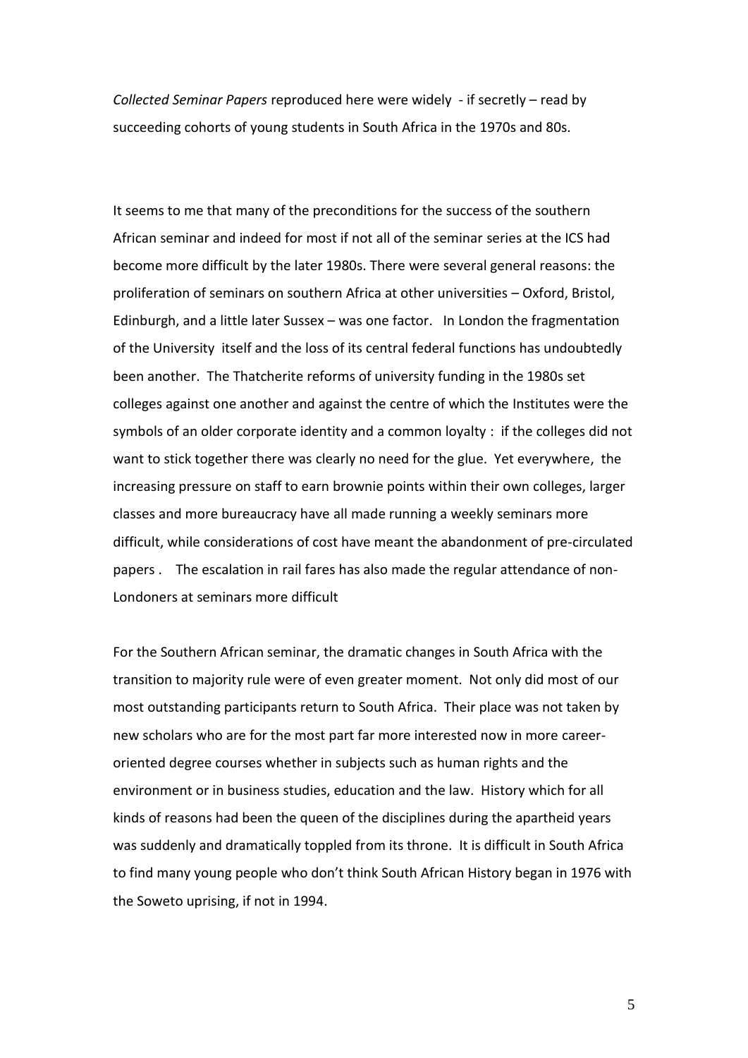*Collected Seminar Papers* reproduced here were widely - if secretly – read by succeeding cohorts of young students in South Africa in the 1970s and 80s.

It seems to me that many of the preconditions for the success of the southern African seminar and indeed for most if not all of the seminar series at the ICS had become more difficult by the later 1980s. There were several general reasons: the proliferation of seminars on southern Africa at other universities – Oxford, Bristol, Edinburgh, and a little later Sussex – was one factor. In London the fragmentation of the University itself and the loss of its central federal functions has undoubtedly been another. The Thatcherite reforms of university funding in the 1980s set colleges against one another and against the centre of which the Institutes were the symbols of an older corporate identity and a common loyalty : if the colleges did not want to stick together there was clearly no need for the glue. Yet everywhere, the increasing pressure on staff to earn brownie points within their own colleges, larger classes and more bureaucracy have all made running a weekly seminars more difficult, while considerations of cost have meant the abandonment of pre-circulated papers . The escalation in rail fares has also made the regular attendance of non-Londoners at seminars more difficult

For the Southern African seminar, the dramatic changes in South Africa with the transition to majority rule were of even greater moment. Not only did most of our most outstanding participants return to South Africa. Their place was not taken by new scholars who are for the most part far more interested now in more career-oriented degree courses whether in subjects such as human rights and the environment or in business studies, education and the law. History which for all kinds of reasons had been the queen of the disciplines during the apartheid years was suddenly and dramatically toppled from its throne. It is difficult in South Africa to find many young people who don't think South African History began in 1976 with the Soweto uprising, if not in 1994.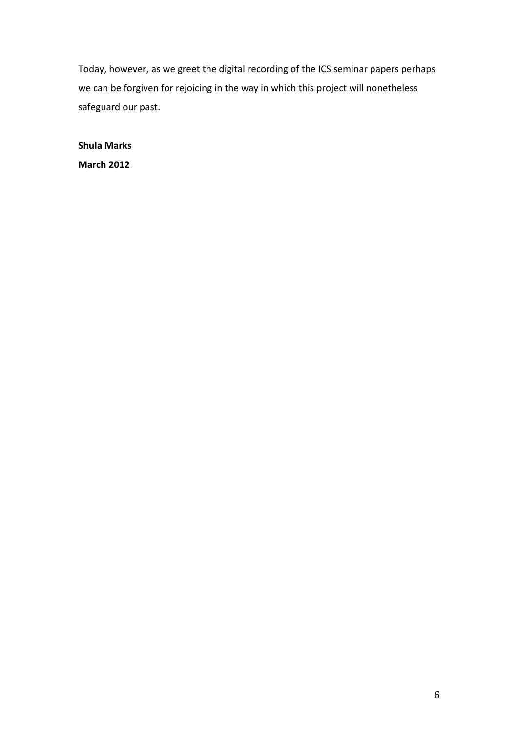Today, however, as we greet the digital recording of the ICS seminar papers perhaps we can be forgiven for rejoicing in the way in which this project will nonetheless safeguard our past.

**Shula Marks**  
**March 2012**